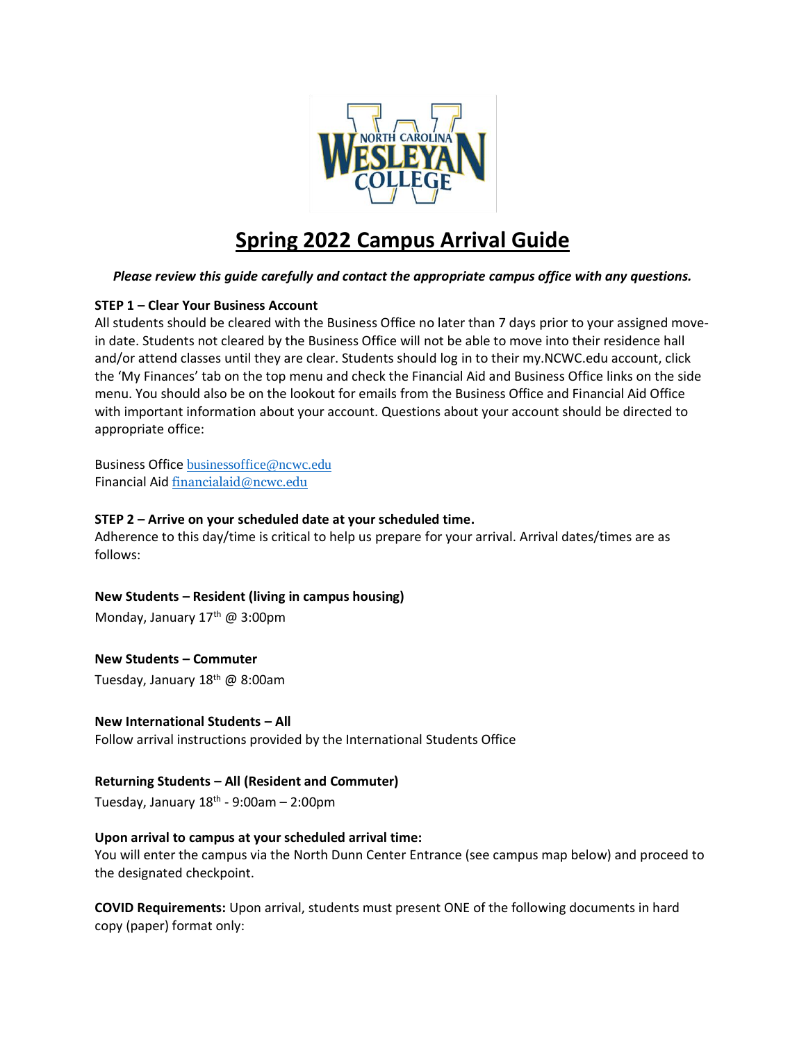# Spring 2022 Campus Arrival Guide

***Please review this guide carefully and contact the appropriate campus office with any questions.***

**STEP 1 – Clear Your Business Account**

All students should be cleared with the Business Office no later than 7 days prior to your assigned move-in date. Students not cleared by the Business Office will not be able to move into their residence hall and/or attend classes until they are clear. Students should log in to their my.NCWC.edu account, click the 'My Finances' tab on the top menu and check the Financial Aid and Business Office links on the side menu. You should also be on the lookout for emails from the Business Office and Financial Aid Office with important information about your account. Questions about your account should be directed to appropriate office:

Business Office businessoffice@ncwc.edu
Financial Aid financialaid@ncwc.edu

**STEP 2 – Arrive on your scheduled date at your scheduled time.**

Adherence to this day/time is critical to help us prepare for your arrival. Arrival dates/times are as follows:

**New Students – Resident (living in campus housing)**
Monday, January 17th @ 3:00pm

**New Students – Commuter**
Tuesday, January 18th @ 8:00am

**New International Students – All**
Follow arrival instructions provided by the International Students Office

**Returning Students – All (Resident and Commuter)**
Tuesday, January 18th - 9:00am – 2:00pm

**Upon arrival to campus at your scheduled arrival time:**
You will enter the campus via the North Dunn Center Entrance (see campus map below) and proceed to the designated checkpoint.

**COVID Requirements:** Upon arrival, students must present ONE of the following documents in hard copy (paper) format only: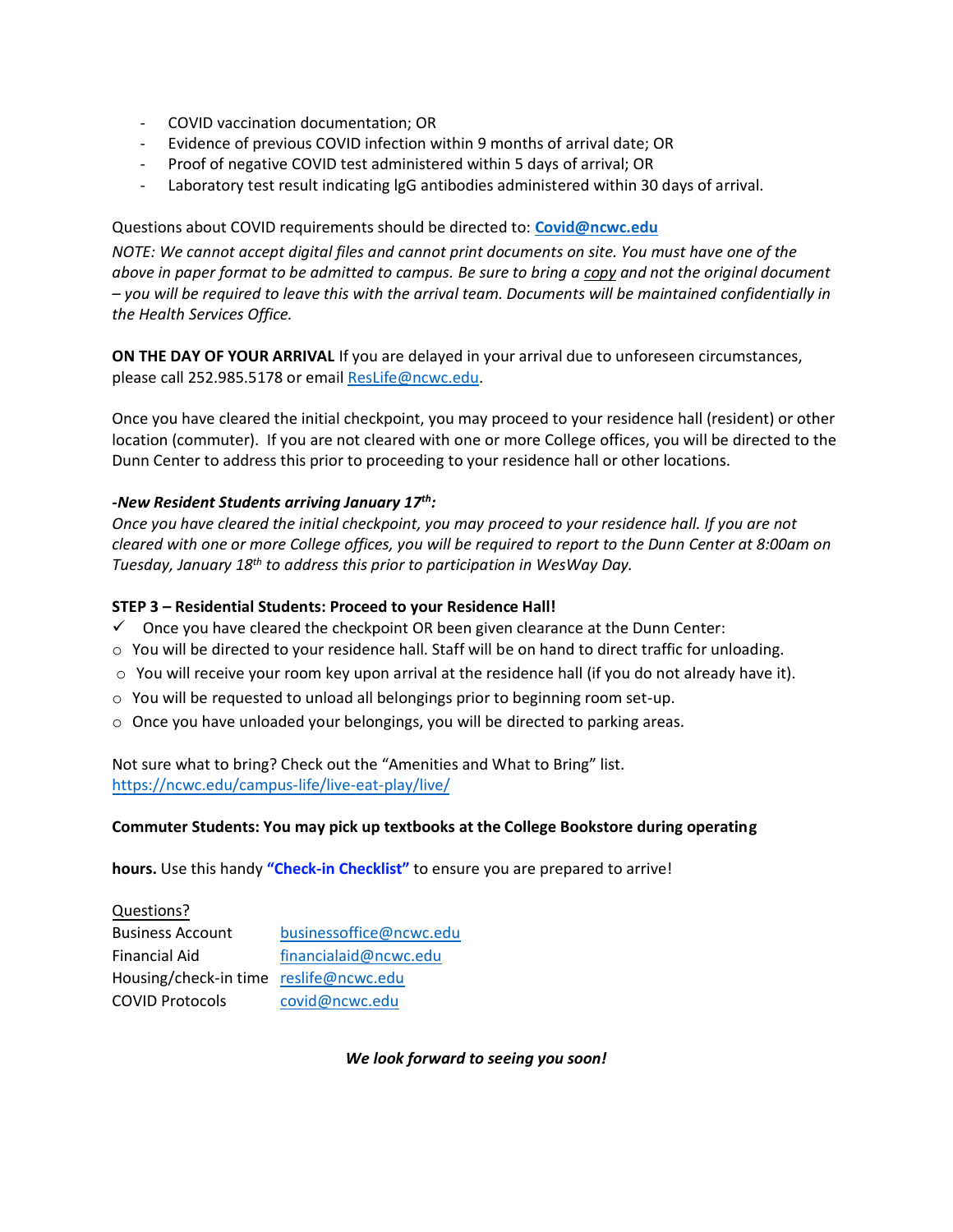- COVID vaccination documentation; OR
- Evidence of previous COVID infection within 9 months of arrival date; OR
- Proof of negative COVID test administered within 5 days of arrival; OR
- Laboratory test result indicating IgG antibodies administered within 30 days of arrival.

Questions about COVID requirements should be directed to: **Covid@ncwc.edu**

*NOTE: We cannot accept digital files and cannot print documents on site. You must have one of the above in paper format to be admitted to campus. Be sure to bring a copy and not the original document – you will be required to leave this with the arrival team. Documents will be maintained confidentially in the Health Services Office.*

**ON THE DAY OF YOUR ARRIVAL** If you are delayed in your arrival due to unforeseen circumstances, please call 252.985.5178 or email ResLife@ncwc.edu.

Once you have cleared the initial checkpoint, you may proceed to your residence hall (resident) or other location (commuter). If you are not cleared with one or more College offices, you will be directed to the Dunn Center to address this prior to proceeding to your residence hall or other locations.

***-New Resident Students arriving January 17th:***

*Once you have cleared the initial checkpoint, you may proceed to your residence hall. If you are not cleared with one or more College offices, you will be required to report to the Dunn Center at 8:00am on Tuesday, January 18th to address this prior to participation in WesWay Day.*

**STEP 3 – Residential Students: Proceed to your Residence Hall!**

✓ Once you have cleared the checkpoint OR been given clearance at the Dunn Center:

- You will be directed to your residence hall. Staff will be on hand to direct traffic for unloading.
- You will receive your room key upon arrival at the residence hall (if you do not already have it).
- You will be requested to unload all belongings prior to beginning room set-up.
- Once you have unloaded your belongings, you will be directed to parking areas.

Not sure what to bring? Check out the "Amenities and What to Bring" list.
https://ncwc.edu/campus-life/live-eat-play/live/

**Commuter Students: You may pick up textbooks at the College Bookstore during operating hours.** Use this handy **"Check-in Checklist"** to ensure you are prepared to arrive!

Questions?

| | |
|---|---|
| Business Account | businessoffice@ncwc.edu |
| Financial Aid | financialaid@ncwc.edu |
| Housing/check-in time | reslife@ncwc.edu |
| COVID Protocols | covid@ncwc.edu |

***We look forward to seeing you soon!***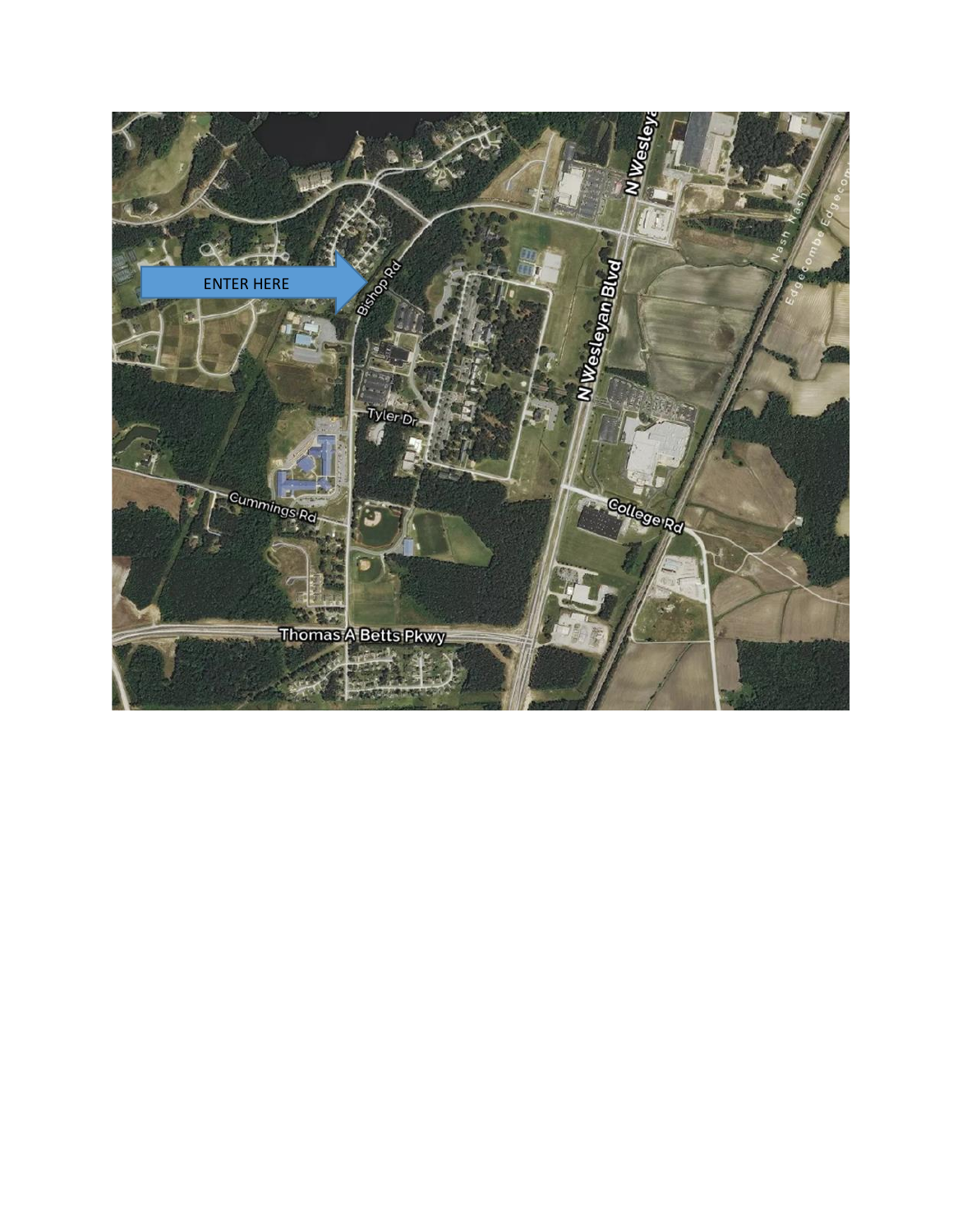ENTER HERE

Bishop Rd

Tyler Dr

Cummings Rd

Thomas A Betts Pkwy

N Wesleyan Blvd

N Wesleya

College Rd

Nash Nash

Edgecombe Edgecom